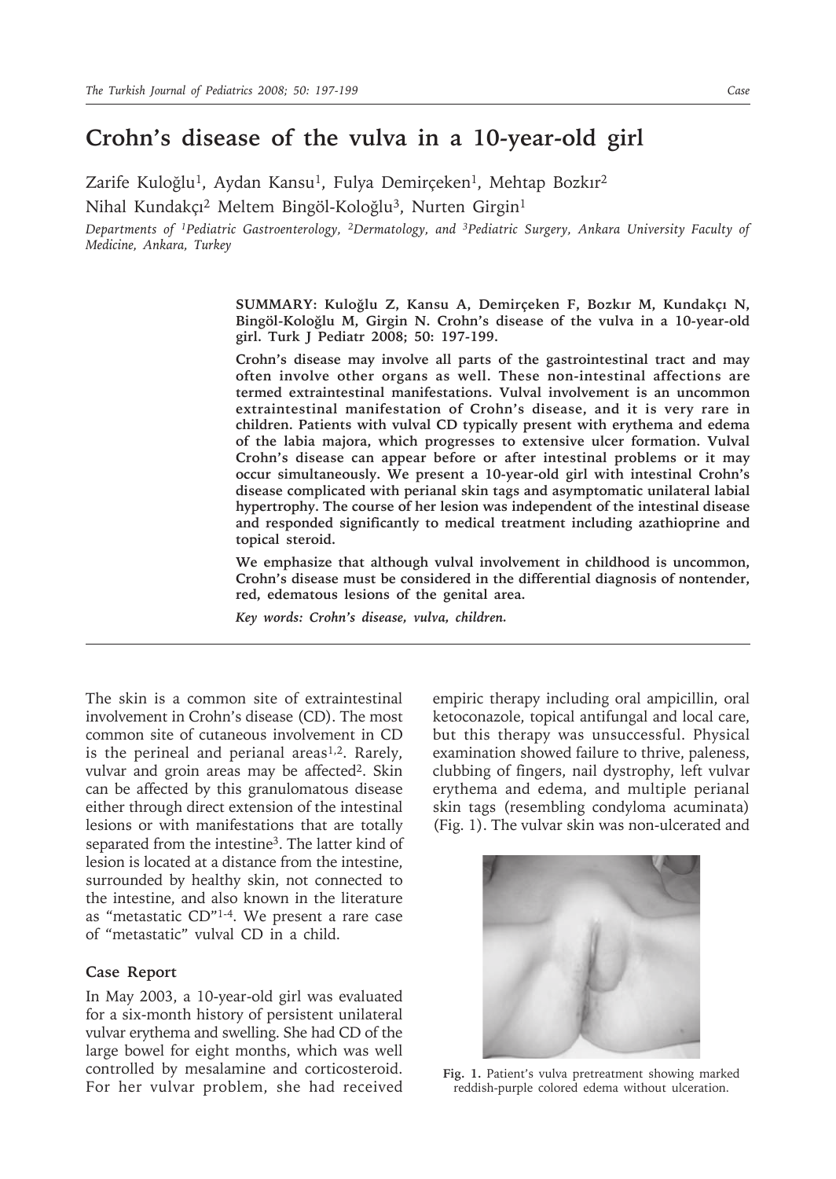# Crohn's disease of the vulva in a 10-year-old girl

Zarife Kuloğlu[1], Aydan Kansu[1], Fulya Demirçeken[1], Mehtap Bozkır[2]
Nihal Kundakçı[2] Meltem Bingöl-Koloğlu[3], Nurten Girgin[1]

*Departments of [1]Pediatric Gastroenterology, [2]Dermatology, and [3]Pediatric Surgery, Ankara University Faculty of Medicine, Ankara, Turkey*

**SUMMARY: Kuloğlu Z, Kansu A, Demirçeken F, Bozkır M, Kundakçı N, Bingöl-Koloğlu M, Girgin N. Crohn's disease of the vulva in a 10-year-old girl. Turk J Pediatr 2008; 50: 197-199.**

**Crohn's disease may involve all parts of the gastrointestinal tract and may often involve other organs as well. These non-intestinal affections are termed extraintestinal manifestations. Vulval involvement is an uncommon extraintestinal manifestation of Crohn's disease, and it is very rare in children. Patients with vulval CD typically present with erythema and edema of the labia majora, which progresses to extensive ulcer formation. Vulval Crohn's disease can appear before or after intestinal problems or it may occur simultaneously. We present a 10-year-old girl with intestinal Crohn's disease complicated with perianal skin tags and asymptomatic unilateral labial hypertrophy. The course of her lesion was independent of the intestinal disease and responded significantly to medical treatment including azathioprine and topical steroid.**

**We emphasize that although vulval involvement in childhood is uncommon, Crohn's disease must be considered in the differential diagnosis of nontender, red, edematous lesions of the genital area.**

***Key words: Crohn's disease, vulva, children.***

The skin is a common site of extraintestinal involvement in Crohn's disease (CD). The most common site of cutaneous involvement in CD is the perineal and perianal areas[1,2]. Rarely, vulvar and groin areas may be affected[2]. Skin can be affected by this granulomatous disease either through direct extension of the intestinal lesions or with manifestations that are totally separated from the intestine[3]. The latter kind of lesion is located at a distance from the intestine, surrounded by healthy skin, not connected to the intestine, and also known in the literature as "metastatic CD"[1-4]. We present a rare case of "metastatic" vulval CD in a child.

### Case Report

In May 2003, a 10-year-old girl was evaluated for a six-month history of persistent unilateral vulvar erythema and swelling. She had CD of the large bowel for eight months, which was well controlled by mesalamine and corticosteroid. For her vulvar problem, she had received empiric therapy including oral ampicillin, oral ketoconazole, topical antifungal and local care, but this therapy was unsuccessful. Physical examination showed failure to thrive, paleness, clubbing of fingers, nail dystrophy, left vulvar erythema and edema, and multiple perianal skin tags (resembling condyloma acuminata) (Fig. 1). The vulvar skin was non-ulcerated and

**Fig. 1.** Patient's vulva pretreatment showing marked reddish-purple colored edema without ulceration.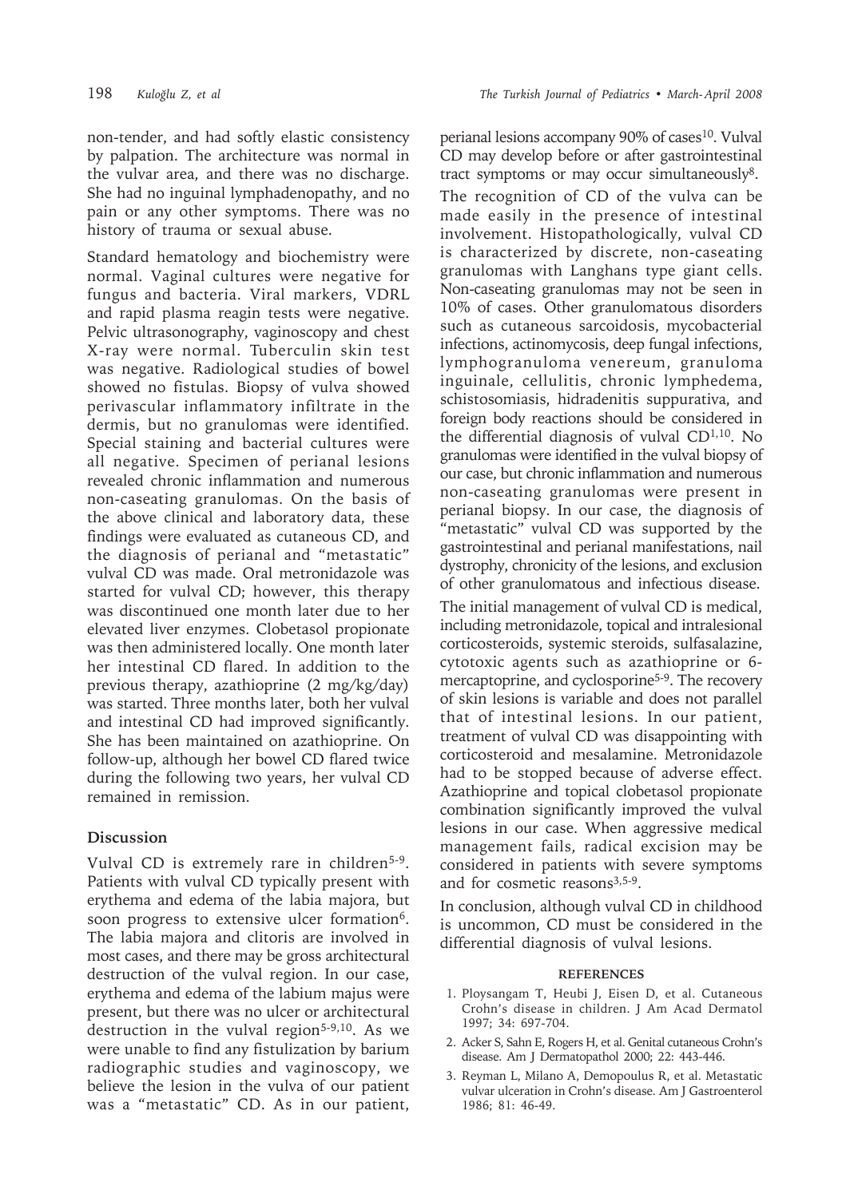non-tender, and had softly elastic consistency by palpation. The architecture was normal in the vulvar area, and there was no discharge. She had no inguinal lymphadenopathy, and no pain or any other symptoms. There was no history of trauma or sexual abuse.

Standard hematology and biochemistry were normal. Vaginal cultures were negative for fungus and bacteria. Viral markers, VDRL and rapid plasma reagin tests were negative. Pelvic ultrasonography, vaginoscopy and chest X-ray were normal. Tuberculin skin test was negative. Radiological studies of bowel showed no fistulas. Biopsy of vulva showed perivascular inflammatory infiltrate in the dermis, but no granulomas were identified. Special staining and bacterial cultures were all negative. Specimen of perianal lesions revealed chronic inflammation and numerous non-caseating granulomas. On the basis of the above clinical and laboratory data, these findings were evaluated as cutaneous CD, and the diagnosis of perianal and "metastatic" vulval CD was made. Oral metronidazole was started for vulval CD; however, this therapy was discontinued one month later due to her elevated liver enzymes. Clobetasol propionate was then administered locally. One month later her intestinal CD flared. In addition to the previous therapy, azathioprine (2 mg/kg/day) was started. Three months later, both her vulval and intestinal CD had improved significantly. She has been maintained on azathioprine. On follow-up, although her bowel CD flared twice during the following two years, her vulval CD remained in remission.

## Discussion

Vulval CD is extremely rare in children[5-9]. Patients with vulval CD typically present with erythema and edema of the labia majora, but soon progress to extensive ulcer formation[6]. The labia majora and clitoris are involved in most cases, and there may be gross architectural destruction of the vulval region. In our case, erythema and edema of the labium majus were present, but there was no ulcer or architectural destruction in the vulval region[5-9,10]. As we were unable to find any fistulization by barium radiographic studies and vaginoscopy, we believe the lesion in the vulva of our patient was a "metastatic" CD. As in our patient, perianal lesions accompany 90% of cases[10]. Vulval CD may develop before or after gastrointestinal tract symptoms or may occur simultaneously[8].

The recognition of CD of the vulva can be made easily in the presence of intestinal involvement. Histopathologically, vulval CD is characterized by discrete, non-caseating granulomas with Langhans type giant cells. Non-caseating granulomas may not be seen in 10% of cases. Other granulomatous disorders such as cutaneous sarcoidosis, mycobacterial infections, actinomycosis, deep fungal infections, lymphogranuloma venereum, granuloma inguinale, cellulitis, chronic lymphedema, schistosomiasis, hidradenitis suppurativa, and foreign body reactions should be considered in the differential diagnosis of vulval CD[1,10]. No granulomas were identified in the vulval biopsy of our case, but chronic inflammation and numerous non-caseating granulomas were present in perianal biopsy. In our case, the diagnosis of "metastatic" vulval CD was supported by the gastrointestinal and perianal manifestations, nail dystrophy, chronicity of the lesions, and exclusion of other granulomatous and infectious disease.

The initial management of vulval CD is medical, including metronidazole, topical and intralesional corticosteroids, systemic steroids, sulfasalazine, cytotoxic agents such as azathioprine or 6-mercaptoprine, and cyclosporine[5-9]. The recovery of skin lesions is variable and does not parallel that of intestinal lesions. In our patient, treatment of vulval CD was disappointing with corticosteroid and mesalamine. Metronidazole had to be stopped because of adverse effect. Azathioprine and topical clobetasol propionate combination significantly improved the vulval lesions in our case. When aggressive medical management fails, radical excision may be considered in patients with severe symptoms and for cosmetic reasons[3,5-9].

In conclusion, although vulval CD in childhood is uncommon, CD must be considered in the differential diagnosis of vulval lesions.

## REFERENCES

1. Ploysangam T, Heubi J, Eisen D, et al. Cutaneous Crohn's disease in children. J Am Acad Dermatol 1997; 34: 697-704.
2. Acker S, Sahn E, Rogers H, et al. Genital cutaneous Crohn's disease. Am J Dermatopathol 2000; 22: 443-446.
3. Reyman L, Milano A, Demopoulus R, et al. Metastatic vulvar ulceration in Crohn's disease. Am J Gastroenterol 1986; 81: 46-49.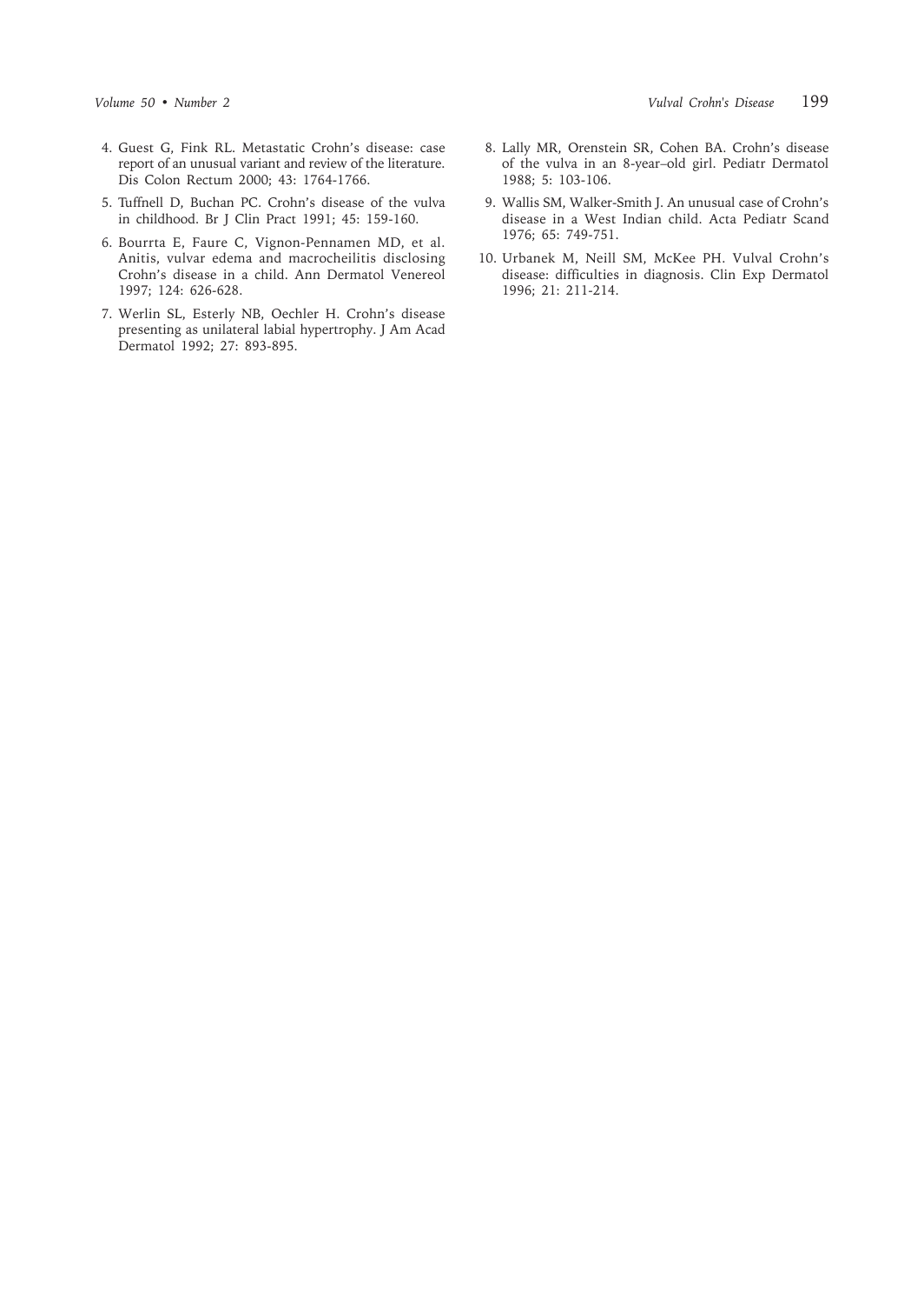4. Guest G, Fink RL. Metastatic Crohn's disease: case report of an unusual variant and review of the literature. Dis Colon Rectum 2000; 43: 1764-1766.
5. Tuffnell D, Buchan PC. Crohn's disease of the vulva in childhood. Br J Clin Pract 1991; 45: 159-160.
6. Bourrta E, Faure C, Vignon-Pennamen MD, et al. Anitis, vulvar edema and macrocheilitis disclosing Crohn's disease in a child. Ann Dermatol Venereol 1997; 124: 626-628.
7. Werlin SL, Esterly NB, Oechler H. Crohn's disease presenting as unilateral labial hypertrophy. J Am Acad Dermatol 1992; 27: 893-895.
8. Lally MR, Orenstein SR, Cohen BA. Crohn's disease of the vulva in an 8-year–old girl. Pediatr Dermatol 1988; 5: 103-106.
9. Wallis SM, Walker-Smith J. An unusual case of Crohn's disease in a West Indian child. Acta Pediatr Scand 1976; 65: 749-751.
10. Urbanek M, Neill SM, McKee PH. Vulval Crohn's disease: difficulties in diagnosis. Clin Exp Dermatol 1996; 21: 211-214.